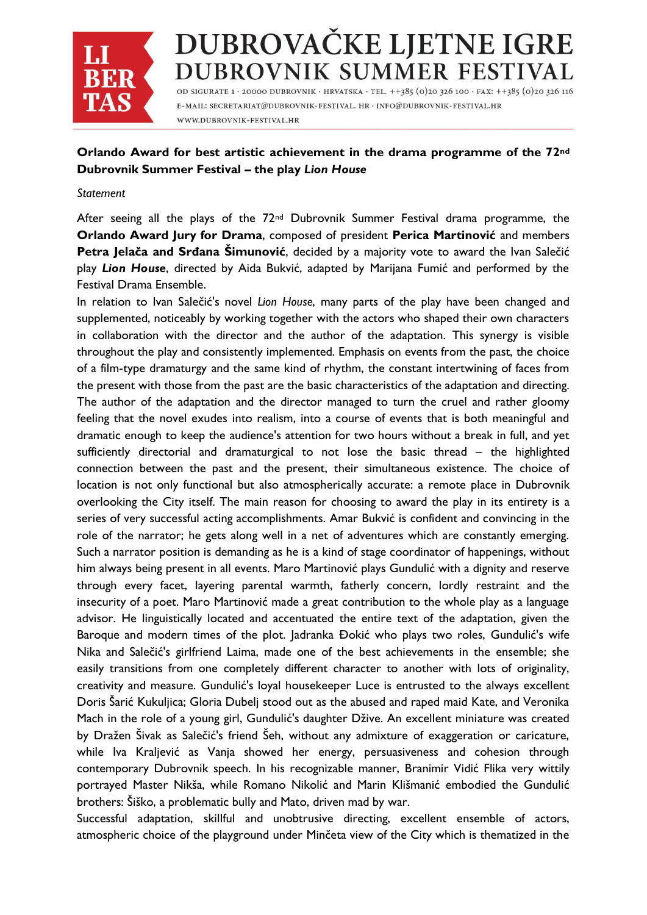# DUBROVAČKE LJETNE IGRE
# DUBROVNIK SUMMER FESTIVAL

OD SIGURATE 1 · 20000 DUBROVNIK · HRVATSKA · TEL. ++385 (0)20 326 100 · FAX: ++385 (0)20 326 116
E-MAIL: SECRETARIAT@DUBROVNIK-FESTIVAL.HR · INFO@DUBROVNIK-FESTIVAL.HR
WWW.DUBROVNIK-FESTIVAL.HR

**Orlando Award for best artistic achievement in the drama programme of the 72nd Dubrovnik Summer Festival – the play *Lion House***

*Statement*

After seeing all the plays of the 72nd Dubrovnik Summer Festival drama programme, the **Orlando Award Jury for Drama**, composed of president **Perica Martinović** and members **Petra Jelača and Srđana Šimunović**, decided by a majority vote to award the Ivan Salečić play ***Lion House***, directed by Aida Bukvić, adapted by Marijana Fumić and performed by the Festival Drama Ensemble.

In relation to Ivan Salečić's novel *Lion House*, many parts of the play have been changed and supplemented, noticeably by working together with the actors who shaped their own characters in collaboration with the director and the author of the adaptation. This synergy is visible throughout the play and consistently implemented. Emphasis on events from the past, the choice of a film-type dramaturgy and the same kind of rhythm, the constant intertwining of faces from the present with those from the past are the basic characteristics of the adaptation and directing. The author of the adaptation and the director managed to turn the cruel and rather gloomy feeling that the novel exudes into realism, into a course of events that is both meaningful and dramatic enough to keep the audience's attention for two hours without a break in full, and yet sufficiently directorial and dramaturgical to not lose the basic thread – the highlighted connection between the past and the present, their simultaneous existence. The choice of location is not only functional but also atmospherically accurate: a remote place in Dubrovnik overlooking the City itself. The main reason for choosing to award the play in its entirety is a series of very successful acting accomplishments. Amar Bukvić is confident and convincing in the role of the narrator; he gets along well in a net of adventures which are constantly emerging. Such a narrator position is demanding as he is a kind of stage coordinator of happenings, without him always being present in all events. Maro Martinović plays Gundulić with a dignity and reserve through every facet, layering parental warmth, fatherly concern, lordly restraint and the insecurity of a poet. Maro Martinović made a great contribution to the whole play as a language advisor. He linguistically located and accentuated the entire text of the adaptation, given the Baroque and modern times of the plot. Jadranka Đokić who plays two roles, Gundulić's wife Nika and Salečić's girlfriend Laima, made one of the best achievements in the ensemble; she easily transitions from one completely different character to another with lots of originality, creativity and measure. Gundulić's loyal housekeeper Luce is entrusted to the always excellent Doris Šarić Kukuljica; Gloria Dubelj stood out as the abused and raped maid Kate, and Veronika Mach in the role of a young girl, Gundulić's daughter Džive. An excellent miniature was created by Dražen Šivak as Salečić's friend Šeh, without any admixture of exaggeration or caricature, while Iva Kraljević as Vanja showed her energy, persuasiveness and cohesion through contemporary Dubrovnik speech. In his recognizable manner, Branimir Vidić Flika very wittily portrayed Master Nikša, while Romano Nikolić and Marin Klišmanić embodied the Gundulić brothers: Šiško, a problematic bully and Mato, driven mad by war.

Successful adaptation, skillful and unobtrusive directing, excellent ensemble of actors, atmospheric choice of the playground under Minčeta view of the City which is thematized in the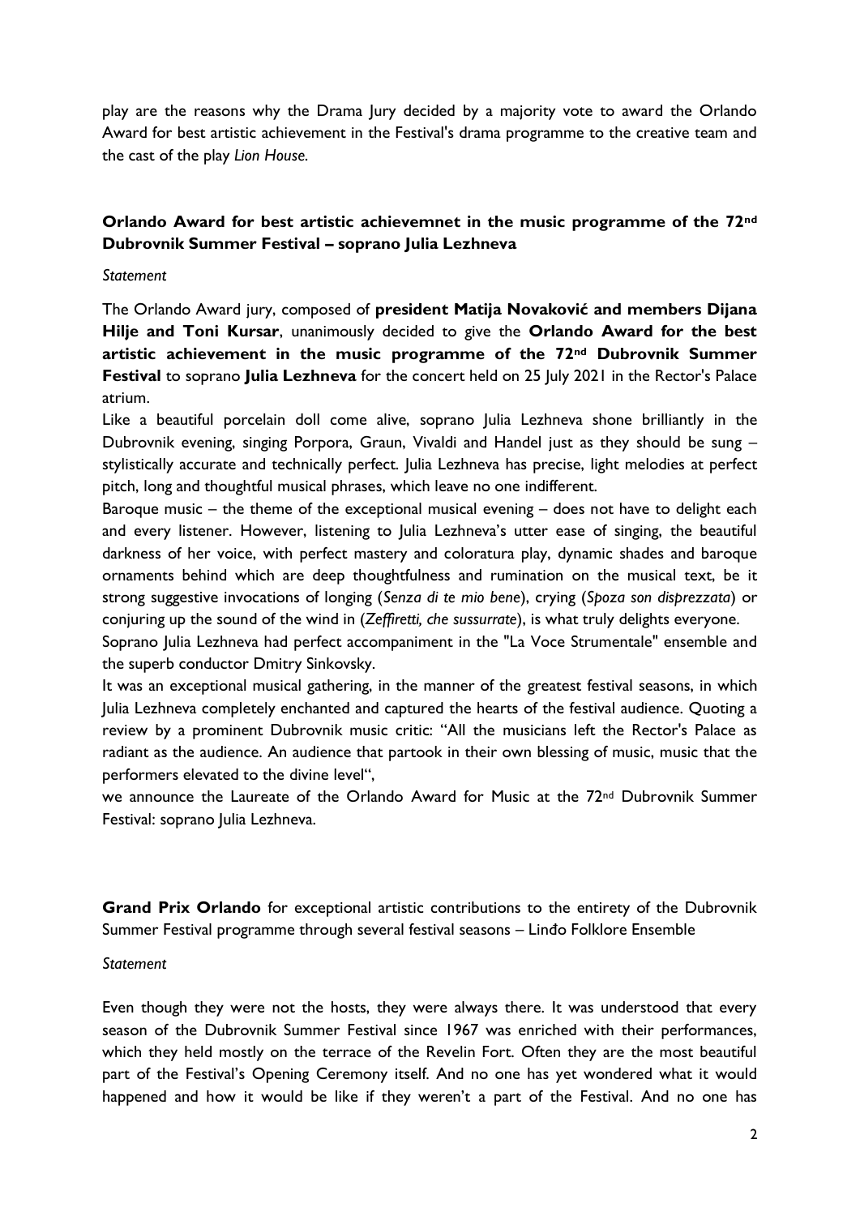play are the reasons why the Drama Jury decided by a majority vote to award the Orlando Award for best artistic achievement in the Festival's drama programme to the creative team and the cast of the play *Lion House*.

**Orlando Award for best artistic achievemnet in the music programme of the 72nd Dubrovnik Summer Festival – soprano Julia Lezhneva**

*Statement*

The Orlando Award jury, composed of **president Matija Novaković and members Dijana Hilje and Toni Kursar**, unanimously decided to give the **Orlando Award for the best artistic achievement in the music programme of the 72nd Dubrovnik Summer Festival** to soprano **Julia Lezhneva** for the concert held on 25 July 2021 in the Rector's Palace atrium.

Like a beautiful porcelain doll come alive, soprano Julia Lezhneva shone brilliantly in the Dubrovnik evening, singing Porpora, Graun, Vivaldi and Handel just as they should be sung – stylistically accurate and technically perfect. Julia Lezhneva has precise, light melodies at perfect pitch, long and thoughtful musical phrases, which leave no one indifferent.

Baroque music – the theme of the exceptional musical evening – does not have to delight each and every listener. However, listening to Julia Lezhneva's utter ease of singing, the beautiful darkness of her voice, with perfect mastery and coloratura play, dynamic shades and baroque ornaments behind which are deep thoughtfulness and rumination on the musical text, be it strong suggestive invocations of longing (*Senza di te mio bene*), crying (*Spoza son disprezzata*) or conjuring up the sound of the wind in (*Zeffiretti, che sussurrate*), is what truly delights everyone.

Soprano Julia Lezhneva had perfect accompaniment in the "La Voce Strumentale" ensemble and the superb conductor Dmitry Sinkovsky.

It was an exceptional musical gathering, in the manner of the greatest festival seasons, in which Julia Lezhneva completely enchanted and captured the hearts of the festival audience. Quoting a review by a prominent Dubrovnik music critic: "All the musicians left the Rector's Palace as radiant as the audience. An audience that partook in their own blessing of music, music that the performers elevated to the divine level",

we announce the Laureate of the Orlando Award for Music at the 72nd Dubrovnik Summer Festival: soprano Julia Lezhneva.

**Grand Prix Orlando** for exceptional artistic contributions to the entirety of the Dubrovnik Summer Festival programme through several festival seasons – Linđo Folklore Ensemble

*Statement*

Even though they were not the hosts, they were always there. It was understood that every season of the Dubrovnik Summer Festival since 1967 was enriched with their performances, which they held mostly on the terrace of the Revelin Fort. Often they are the most beautiful part of the Festival's Opening Ceremony itself. And no one has yet wondered what it would happened and how it would be like if they weren't a part of the Festival. And no one has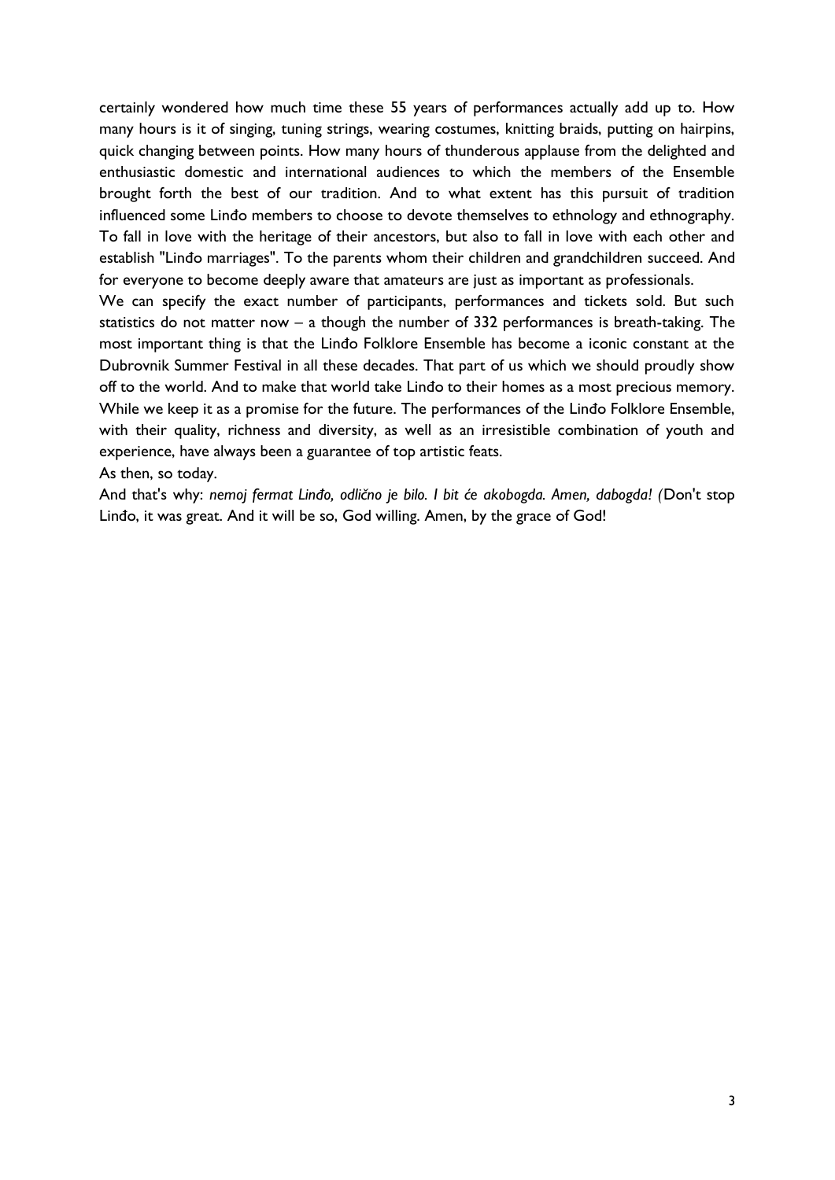certainly wondered how much time these 55 years of performances actually add up to. How many hours is it of singing, tuning strings, wearing costumes, knitting braids, putting on hairpins, quick changing between points. How many hours of thunderous applause from the delighted and enthusiastic domestic and international audiences to which the members of the Ensemble brought forth the best of our tradition. And to what extent has this pursuit of tradition influenced some Linđo members to choose to devote themselves to ethnology and ethnography. To fall in love with the heritage of their ancestors, but also to fall in love with each other and establish "Linđo marriages". To the parents whom their children and grandchildren succeed. And for everyone to become deeply aware that amateurs are just as important as professionals.

We can specify the exact number of participants, performances and tickets sold. But such statistics do not matter now – a though the number of 332 performances is breath-taking. The most important thing is that the Linđo Folklore Ensemble has become a iconic constant at the Dubrovnik Summer Festival in all these decades. That part of us which we should proudly show off to the world. And to make that world take Linđo to their homes as a most precious memory. While we keep it as a promise for the future. The performances of the Linđo Folklore Ensemble, with their quality, richness and diversity, as well as an irresistible combination of youth and experience, have always been a guarantee of top artistic feats.

As then, so today.

And that's why: *nemoj fermat Linđo, odlično je bilo. I bit će akobogda. Amen, dabogda! (*Don't stop Linđo, it was great. And it will be so, God willing. Amen, by the grace of God!